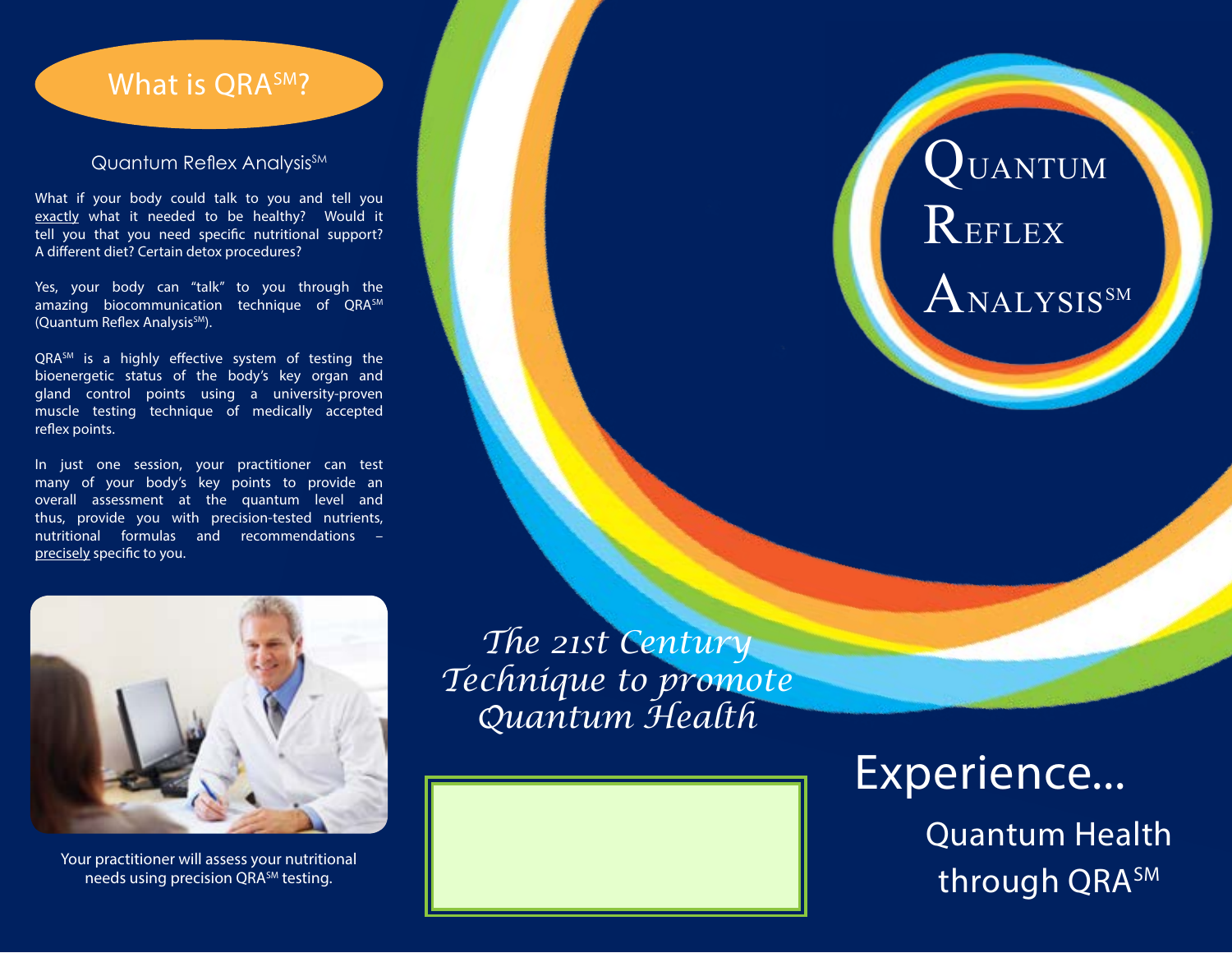## What is QRA[SM]?

### Quantum Reflex Analysis[SM]

What if your body could talk to you and tell you exactly what it needed to be healthy? Would it tell you that you need specific nutritional support? A different diet? Certain detox procedures?

Yes, your body can "talk" to you through the amazing biocommunication technique of QRA[SM] (Quantum Reflex Analysis[SM]).

QRA[SM] is a highly effective system of testing the bioenergetic status of the body's key organ and gland control points using a university-proven muscle testing technique of medically accepted reflex points.

In just one session, your practitioner can test many of your body's key points to provide an overall assessment at the quantum level and thus, provide you with precision-tested nutrients, nutritional formulas and recommendations – precisely specific to you.

Your practitioner will assess your nutritional needs using precision QRA[SM] testing.

*The 21st Century Technique to promote Quantum Health*

# Quantum Reflex Analysis[SM]

## Experience...

### Quantum Health through QRA[SM]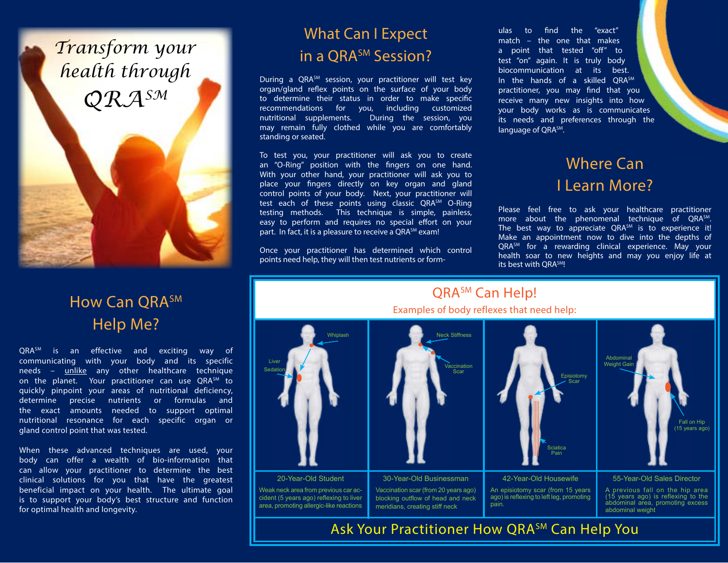*Transform your health through QRA℠*

## How Can QRA℠ Help Me?

QRA℠ is an effective and exciting way of communicating with your body and its specific needs – unlike any other healthcare technique on the planet. Your practitioner can use QRA℠ to quickly pinpoint your areas of nutritional deficiency, determine precise nutrients or formulas and the exact amounts needed to support optimal nutritional resonance for each specific organ or gland control point that was tested.

When these advanced techniques are used, your body can offer a wealth of bio-information that can allow your practitioner to determine the best clinical solutions for you that have the greatest beneficial impact on your health. The ultimate goal is to support your body's best structure and function for optimal health and longevity.

## What Can I Expect in a QRA℠ Session?

During a QRA℠ session, your practitioner will test key organ/gland reflex points on the surface of your body to determine their status in order to make specific recommendations for you, including customized nutritional supplements. During the session, you may remain fully clothed while you are comfortably standing or seated.

To test you, your practitioner will ask you to create an "O-Ring" position with the fingers on one hand. With your other hand, your practitioner will ask you to place your fingers directly on key organ and gland control points of your body. Next, your practitioner will test each of these points using classic QRA℠ O-Ring testing methods. This technique is simple, painless, easy to perform and requires no special effort on your part. In fact, it is a pleasure to receive a QRA℠ exam!

Once your practitioner has determined which control points need help, they will then test nutrients or formulas to find the "exact" match – the one that makes a point that tested "off" to test "on" again. It is truly body biocommunication at its best. In the hands of a skilled QRA℠ practitioner, you may find that you receive many new insights into how your body works as is communicates its needs and preferences through the language of QRA℠.

## Where Can I Learn More?

Please feel free to ask your healthcare practitioner more about the phenomenal technique of QRA℠. The best way to appreciate QRA℠ is to experience it! Make an appointment now to dive into the depths of QRA℠ for a rewarding clinical experience. May your health soar to new heights and may you enjoy life at its best with QRA℠!

## QRA℠ Can Help!

Examples of body reflexes that need help:

Whiplash
Liver Sedation

**20-Year-Old Student**

Weak neck area from previous car accident (5 years ago) reflexing to liver area, promoting allergic-like reactions

Neck Stiffness
Vaccination Scar

**30-Year-Old Businessman**

Vaccination scar (from 20 years ago) blocking outflow of head and neck meridians, creating stiff neck

Episiotomy Scar
Sciatica Pain

**42-Year-Old Housewife**

An episiotomy scar (from 15 years ago) is reflexing to left leg, promoting pain.

Abdominal Weight Gain
Fall on Hip (15 years ago)

**55-Year-Old Sales Director**

A previous fall on the hip area (15 years ago) is reflexing to the abdominal area, promoting excess abdominal weight

## Ask Your Practitioner How QRA℠ Can Help You